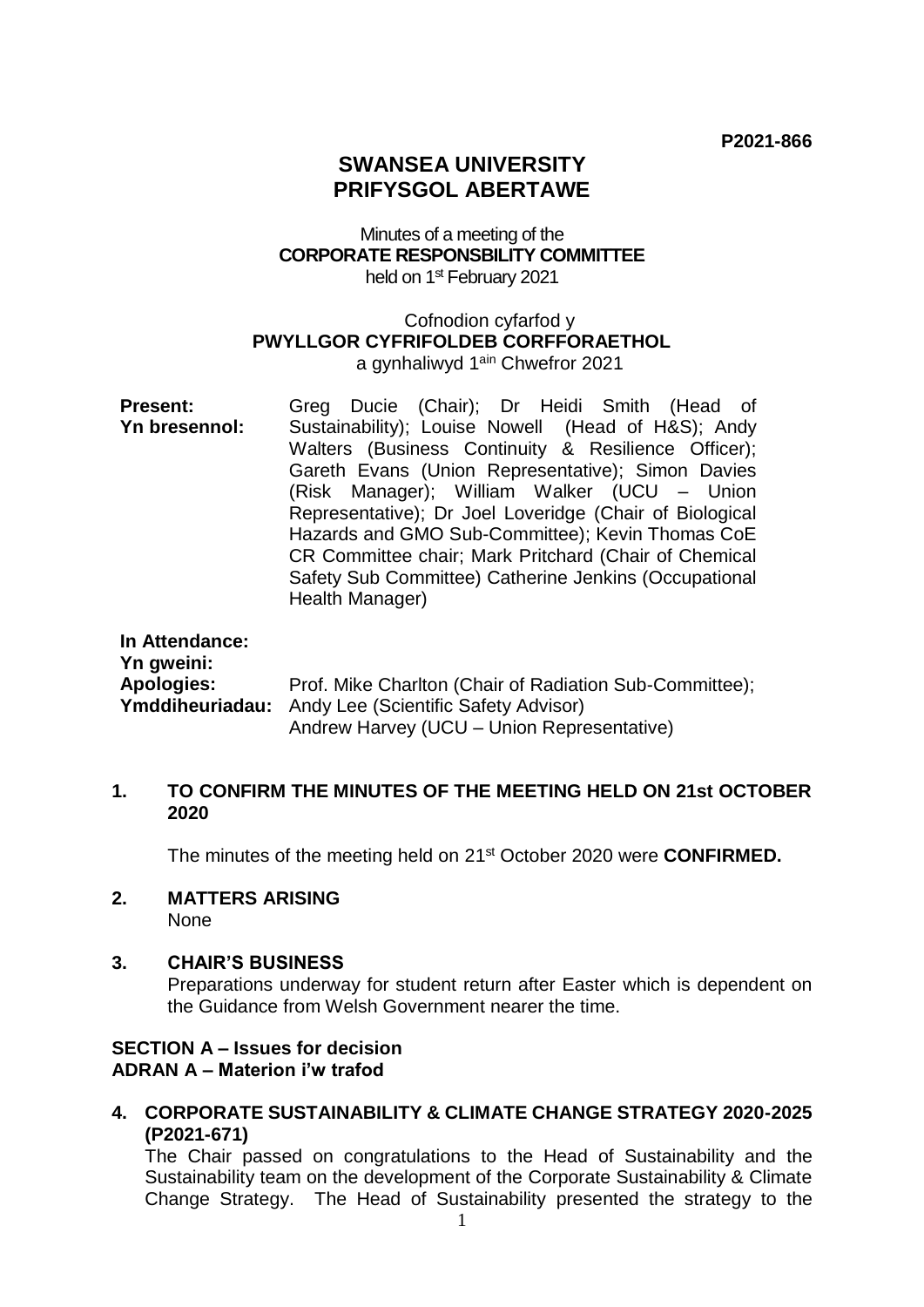**P2021-866**

# SWANSEA UNIVERSITY
# PRIFYSGOL ABERTAWE

Minutes of a meeting of the
**CORPORATE RESPONSBILITY COMMITTEE**
held on 1st February 2021

Cofnodion cyfarfod y
**PWYLLGOR CYFRIFOLDEB CORFFORAETHOL**
a gynhaliwyd 1ain Chwefror 2021

| | |
|---|---|
| **Present:**<br>**Yn bresennol:** | Greg Ducie (Chair); Dr Heidi Smith (Head of Sustainability); Louise Nowell (Head of H&S); Andy Walters (Business Continuity & Resilience Officer); Gareth Evans (Union Representative); Simon Davies (Risk Manager); William Walker (UCU – Union Representative); Dr Joel Loveridge (Chair of Biological Hazards and GMO Sub-Committee); Kevin Thomas CoE CR Committee chair; Mark Pritchard (Chair of Chemical Safety Sub Committee) Catherine Jenkins (Occupational Health Manager) |
| **In Attendance:**<br>**Yn gweini:** | |
| **Apologies:**<br>**Ymddiheuriadau:** | Prof. Mike Charlton (Chair of Radiation Sub-Committee); Andy Lee (Scientific Safety Advisor)<br>Andrew Harvey (UCU – Union Representative) |

**1. TO CONFIRM THE MINUTES OF THE MEETING HELD ON 21st OCTOBER 2020**

The minutes of the meeting held on 21st October 2020 were **CONFIRMED.**

**2. MATTERS ARISING**

None

**3. CHAIR'S BUSINESS**

Preparations underway for student return after Easter which is dependent on the Guidance from Welsh Government nearer the time.

**SECTION A – Issues for decision**
**ADRAN A – Materion i'w trafod**

**4. CORPORATE SUSTAINABILITY & CLIMATE CHANGE STRATEGY 2020-2025 (P2021-671)**

The Chair passed on congratulations to the Head of Sustainability and the Sustainability team on the development of the Corporate Sustainability & Climate Change Strategy. The Head of Sustainability presented the strategy to the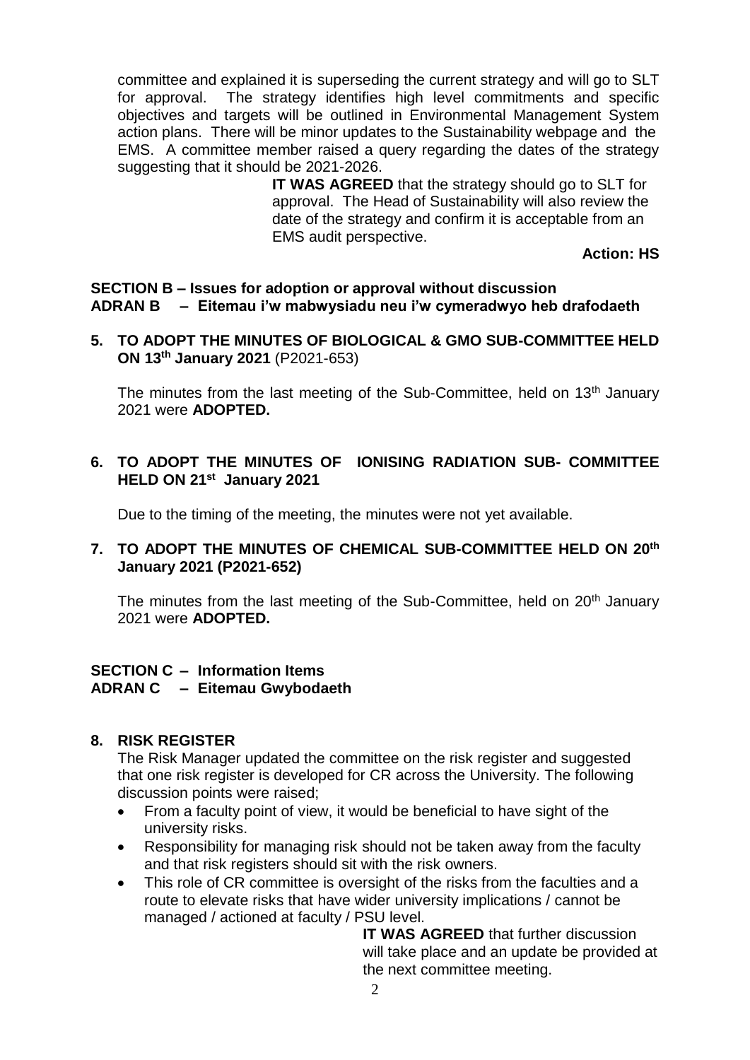committee and explained it is superseding the current strategy and will go to SLT for approval. The strategy identifies high level commitments and specific objectives and targets will be outlined in Environmental Management System action plans. There will be minor updates to the Sustainability webpage and the EMS. A committee member raised a query regarding the dates of the strategy suggesting that it should be 2021-2026.

> **IT WAS AGREED** that the strategy should go to SLT for approval. The Head of Sustainability will also review the date of the strategy and confirm it is acceptable from an EMS audit perspective.

**Action: HS**

## SECTION B – Issues for adoption or approval without discussion
## ADRAN B – Eitemau i'w mabwysiadu neu i'w cymeradwyo heb drafodaeth

### 5. TO ADOPT THE MINUTES OF BIOLOGICAL & GMO SUB-COMMITTEE HELD ON 13th January 2021 (P2021-653)

The minutes from the last meeting of the Sub-Committee, held on 13th January 2021 were **ADOPTED.**

### 6. TO ADOPT THE MINUTES OF IONISING RADIATION SUB- COMMITTEE HELD ON 21st January 2021

Due to the timing of the meeting, the minutes were not yet available.

### 7. TO ADOPT THE MINUTES OF CHEMICAL SUB-COMMITTEE HELD ON 20th January 2021 (P2021-652)

The minutes from the last meeting of the Sub-Committee, held on 20th January 2021 were **ADOPTED.**

## SECTION C – Information Items
## ADRAN C – Eitemau Gwybodaeth

### 8. RISK REGISTER

The Risk Manager updated the committee on the risk register and suggested that one risk register is developed for CR across the University. The following discussion points were raised;

- From a faculty point of view, it would be beneficial to have sight of the university risks.
- Responsibility for managing risk should not be taken away from the faculty and that risk registers should sit with the risk owners.
- This role of CR committee is oversight of the risks from the faculties and a route to elevate risks that have wider university implications / cannot be managed / actioned at faculty / PSU level.

> **IT WAS AGREED** that further discussion will take place and an update be provided at the next committee meeting.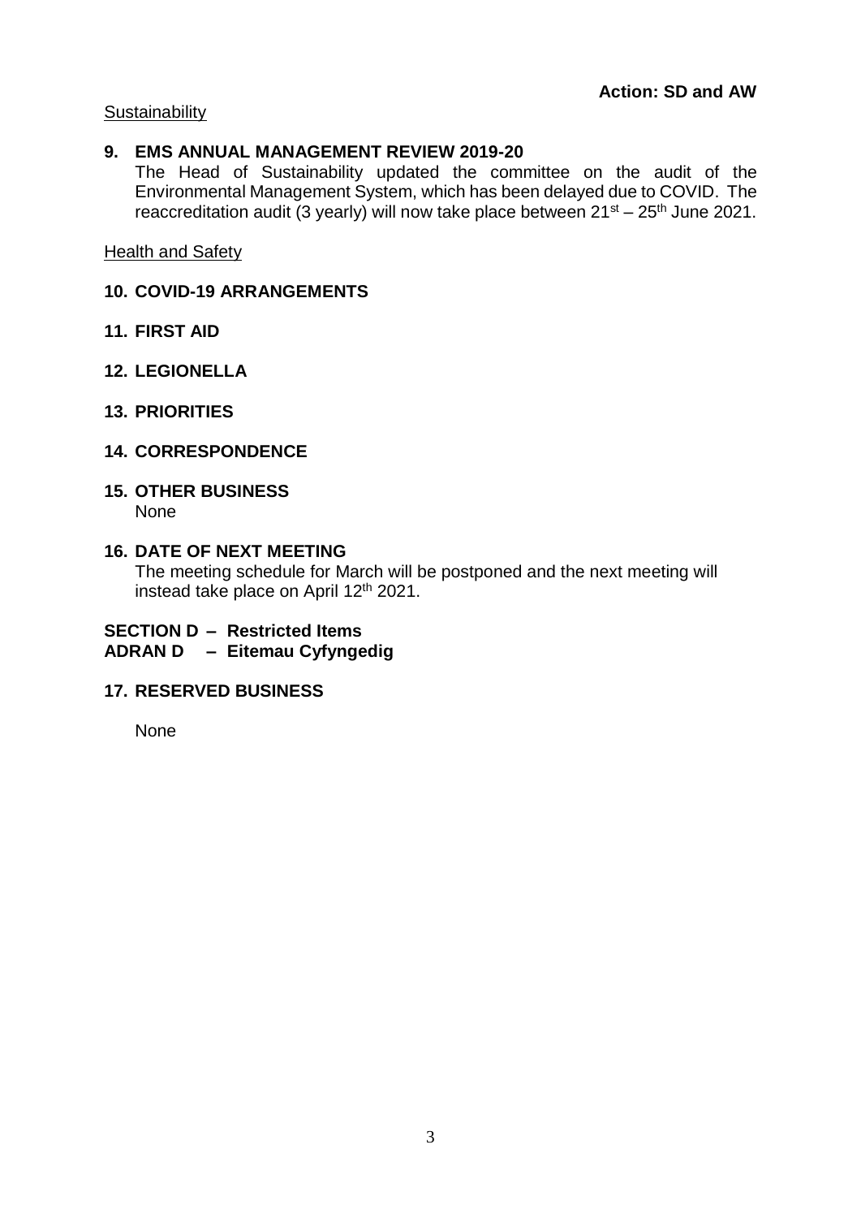**Action: SD and AW**

Sustainability

**9. EMS ANNUAL MANAGEMENT REVIEW 2019-20**

The Head of Sustainability updated the committee on the audit of the Environmental Management System, which has been delayed due to COVID. The reaccreditation audit (3 yearly) will now take place between 21st – 25th June 2021.

Health and Safety

**10. COVID-19 ARRANGEMENTS**

**11. FIRST AID**

**12. LEGIONELLA**

**13. PRIORITIES**

**14. CORRESPONDENCE**

**15. OTHER BUSINESS**

None

**16. DATE OF NEXT MEETING**

The meeting schedule for March will be postponed and the next meeting will instead take place on April 12th 2021.

**SECTION D – Restricted Items**
**ADRAN D – Eitemau Cyfyngedig**

**17. RESERVED BUSINESS**

None